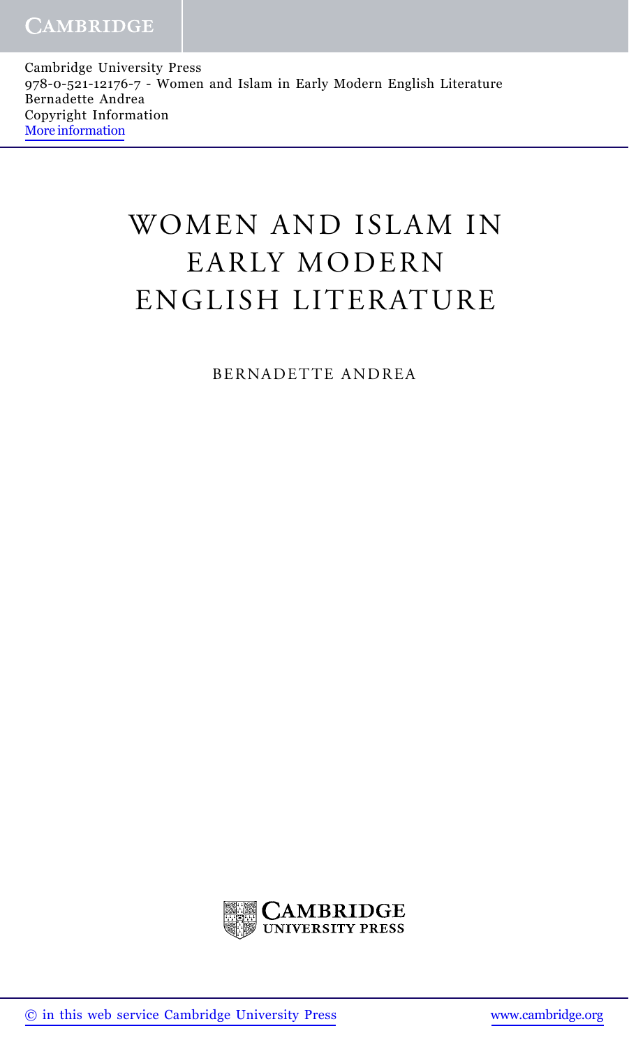# WOMEN AND ISLAM IN EARLY MODERN ENGLISH LITERATURE

BERNADETTE ANDREA

CAMBRIDGE UNIVERSITY PRESS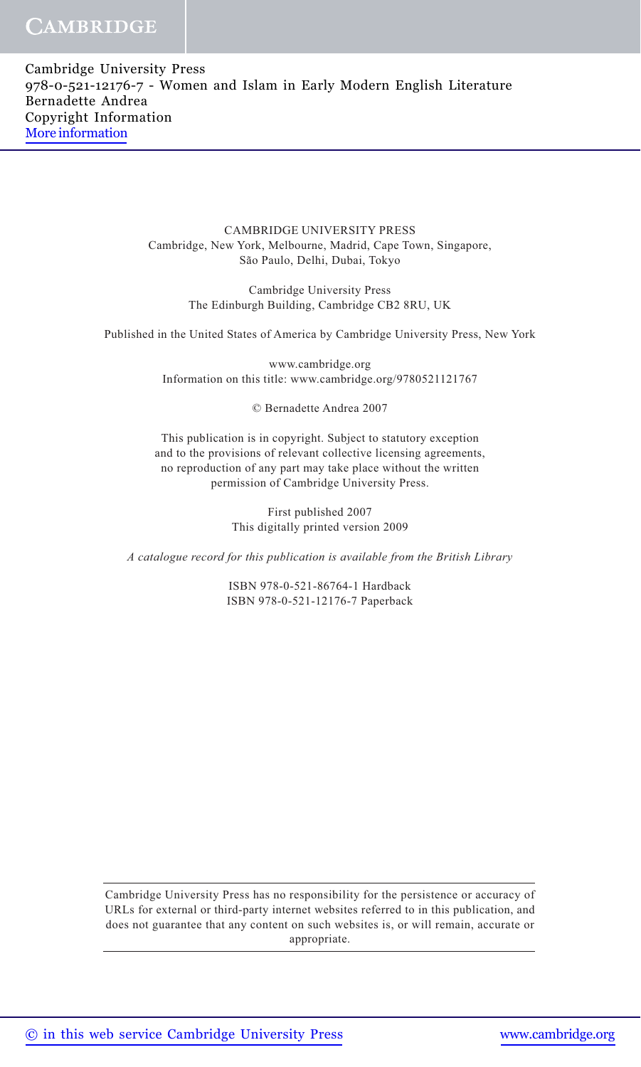CAMBRIDGE UNIVERSITY PRESS
Cambridge, New York, Melbourne, Madrid, Cape Town, Singapore,
São Paulo, Delhi, Dubai, Tokyo

Cambridge University Press
The Edinburgh Building, Cambridge CB2 8RU, UK

Published in the United States of America by Cambridge University Press, New York

www.cambridge.org
Information on this title: www.cambridge.org/9780521121767

© Bernadette Andrea 2007

This publication is in copyright. Subject to statutory exception
and to the provisions of relevant collective licensing agreements,
no reproduction of any part may take place without the written
permission of Cambridge University Press.

First published 2007
This digitally printed version 2009

*A catalogue record for this publication is available from the British Library*

ISBN 978-0-521-86764-1 Hardback
ISBN 978-0-521-12176-7 Paperback

---

Cambridge University Press has no responsibility for the persistence or accuracy of URLs for external or third-party internet websites referred to in this publication, and does not guarantee that any content on such websites is, or will remain, accurate or appropriate.

---